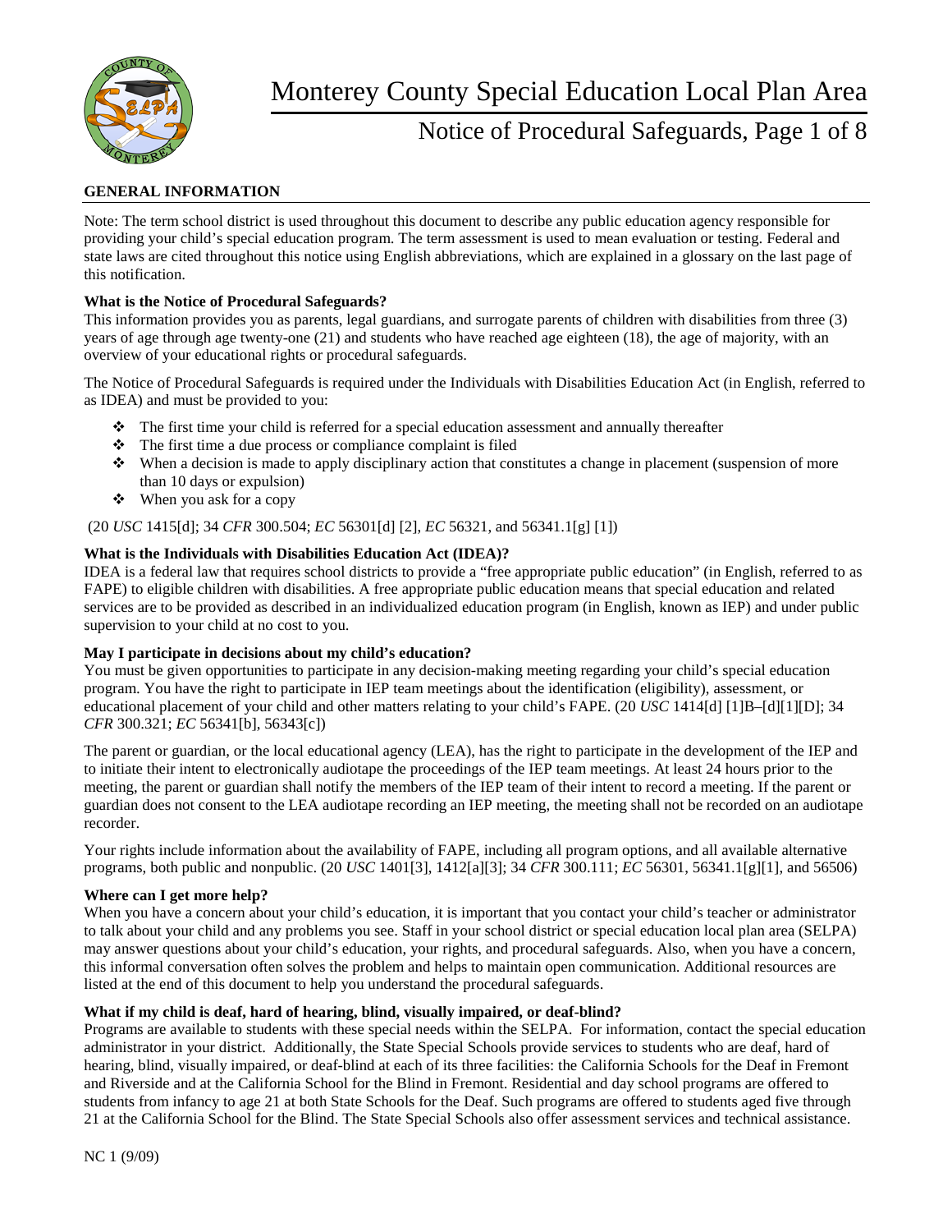# Monterey County Special Education Local Plan Area

## Notice of Procedural Safeguards

### GENERAL INFORMATION

Note: The term school district is used throughout this document to describe any public education agency responsible for providing your child's special education program. The term assessment is used to mean evaluation or testing. Federal and state laws are cited throughout this notice using English abbreviations, which are explained in a glossary on the last page of this notification.

**What is the Notice of Procedural Safeguards?**
This information provides you as parents, legal guardians, and surrogate parents of children with disabilities from three (3) years of age through age twenty-one (21) and students who have reached age eighteen (18), the age of majority, with an overview of your educational rights or procedural safeguards.

The Notice of Procedural Safeguards is required under the Individuals with Disabilities Education Act (in English, referred to as IDEA) and must be provided to you:

- The first time your child is referred for a special education assessment and annually thereafter
- The first time a due process or compliance complaint is filed
- When a decision is made to apply disciplinary action that constitutes a change in placement (suspension of more than 10 days or expulsion)
- When you ask for a copy

(20 *USC* 1415[d]; 34 *CFR* 300.504; *EC* 56301[d] [2], *EC* 56321, and 56341.1[g] [1])

**What is the Individuals with Disabilities Education Act (IDEA)?**
IDEA is a federal law that requires school districts to provide a "free appropriate public education" (in English, referred to as FAPE) to eligible children with disabilities. A free appropriate public education means that special education and related services are to be provided as described in an individualized education program (in English, known as IEP) and under public supervision to your child at no cost to you.

**May I participate in decisions about my child's education?**
You must be given opportunities to participate in any decision-making meeting regarding your child's special education program. You have the right to participate in IEP team meetings about the identification (eligibility), assessment, or educational placement of your child and other matters relating to your child's FAPE. (20 *USC* 1414[d] [1]B–[d][1][D]; 34 *CFR* 300.321; *EC* 56341[b], 56343[c])

The parent or guardian, or the local educational agency (LEA), has the right to participate in the development of the IEP and to initiate their intent to electronically audiotape the proceedings of the IEP team meetings. At least 24 hours prior to the meeting, the parent or guardian shall notify the members of the IEP team of their intent to record a meeting. If the parent or guardian does not consent to the LEA audiotape recording an IEP meeting, the meeting shall not be recorded on an audiotape recorder.

Your rights include information about the availability of FAPE, including all program options, and all available alternative programs, both public and nonpublic. (20 *USC* 1401[3], 1412[a][3]; 34 *CFR* 300.111; *EC* 56301, 56341.1[g][1], and 56506)

**Where can I get more help?**
When you have a concern about your child's education, it is important that you contact your child's teacher or administrator to talk about your child and any problems you see. Staff in your school district or special education local plan area (SELPA) may answer questions about your child's education, your rights, and procedural safeguards. Also, when you have a concern, this informal conversation often solves the problem and helps to maintain open communication. Additional resources are listed at the end of this document to help you understand the procedural safeguards.

**What if my child is deaf, hard of hearing, blind, visually impaired, or deaf-blind?**
Programs are available to students with these special needs within the SELPA. For information, contact the special education administrator in your district. Additionally, the State Special Schools provide services to students who are deaf, hard of hearing, blind, visually impaired, or deaf-blind at each of its three facilities: the California Schools for the Deaf in Fremont and Riverside and at the California School for the Blind in Fremont. Residential and day school programs are offered to students from infancy to age 21 at both State Schools for the Deaf. Such programs are offered to students aged five through 21 at the California School for the Blind. The State Special Schools also offer assessment services and technical assistance.

NC 1 (9/09)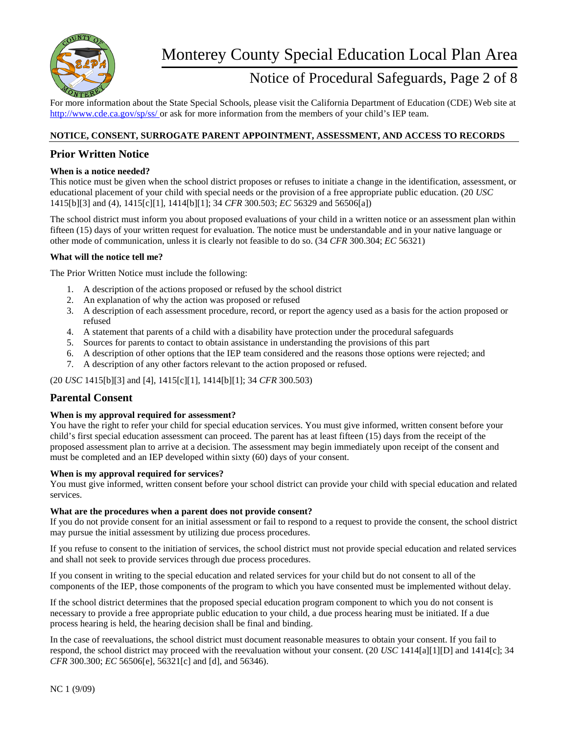For more information about the State Special Schools, please visit the California Department of Education (CDE) Web site at http://www.cde.ca.gov/sp/ss/ or ask for more information from the members of your child's IEP team.

## NOTICE, CONSENT, SURROGATE PARENT APPOINTMENT, ASSESSMENT, AND ACCESS TO RECORDS

### Prior Written Notice

**When is a notice needed?**

This notice must be given when the school district proposes or refuses to initiate a change in the identification, assessment, or educational placement of your child with special needs or the provision of a free appropriate public education. (20 *USC* 1415[b][3] and (4), 1415[c][1], 1414[b][1]; 34 *CFR* 300.503; *EC* 56329 and 56506[a])

The school district must inform you about proposed evaluations of your child in a written notice or an assessment plan within fifteen (15) days of your written request for evaluation. The notice must be understandable and in your native language or other mode of communication, unless it is clearly not feasible to do so. (34 *CFR* 300.304; *EC* 56321)

**What will the notice tell me?**

The Prior Written Notice must include the following:

1. A description of the actions proposed or refused by the school district
2. An explanation of why the action was proposed or refused
3. A description of each assessment procedure, record, or report the agency used as a basis for the action proposed or refused
4. A statement that parents of a child with a disability have protection under the procedural safeguards
5. Sources for parents to contact to obtain assistance in understanding the provisions of this part
6. A description of other options that the IEP team considered and the reasons those options were rejected; and
7. A description of any other factors relevant to the action proposed or refused.

(20 *USC* 1415[b][3] and [4], 1415[c][1], 1414[b][1]; 34 *CFR* 300.503)

### Parental Consent

**When is my approval required for assessment?**

You have the right to refer your child for special education services. You must give informed, written consent before your child's first special education assessment can proceed. The parent has at least fifteen (15) days from the receipt of the proposed assessment plan to arrive at a decision. The assessment may begin immediately upon receipt of the consent and must be completed and an IEP developed within sixty (60) days of your consent.

**When is my approval required for services?**

You must give informed, written consent before your school district can provide your child with special education and related services.

**What are the procedures when a parent does not provide consent?**

If you do not provide consent for an initial assessment or fail to respond to a request to provide the consent, the school district may pursue the initial assessment by utilizing due process procedures.

If you refuse to consent to the initiation of services, the school district must not provide special education and related services and shall not seek to provide services through due process procedures.

If you consent in writing to the special education and related services for your child but do not consent to all of the components of the IEP, those components of the program to which you have consented must be implemented without delay.

If the school district determines that the proposed special education program component to which you do not consent is necessary to provide a free appropriate public education to your child, a due process hearing must be initiated. If a due process hearing is held, the hearing decision shall be final and binding.

In the case of reevaluations, the school district must document reasonable measures to obtain your consent. If you fail to respond, the school district may proceed with the reevaluation without your consent. (20 *USC* 1414[a][1][D] and 1414[c]; 34 *CFR* 300.300; *EC* 56506[e], 56321[c] and [d], and 56346).

NC 1 (9/09)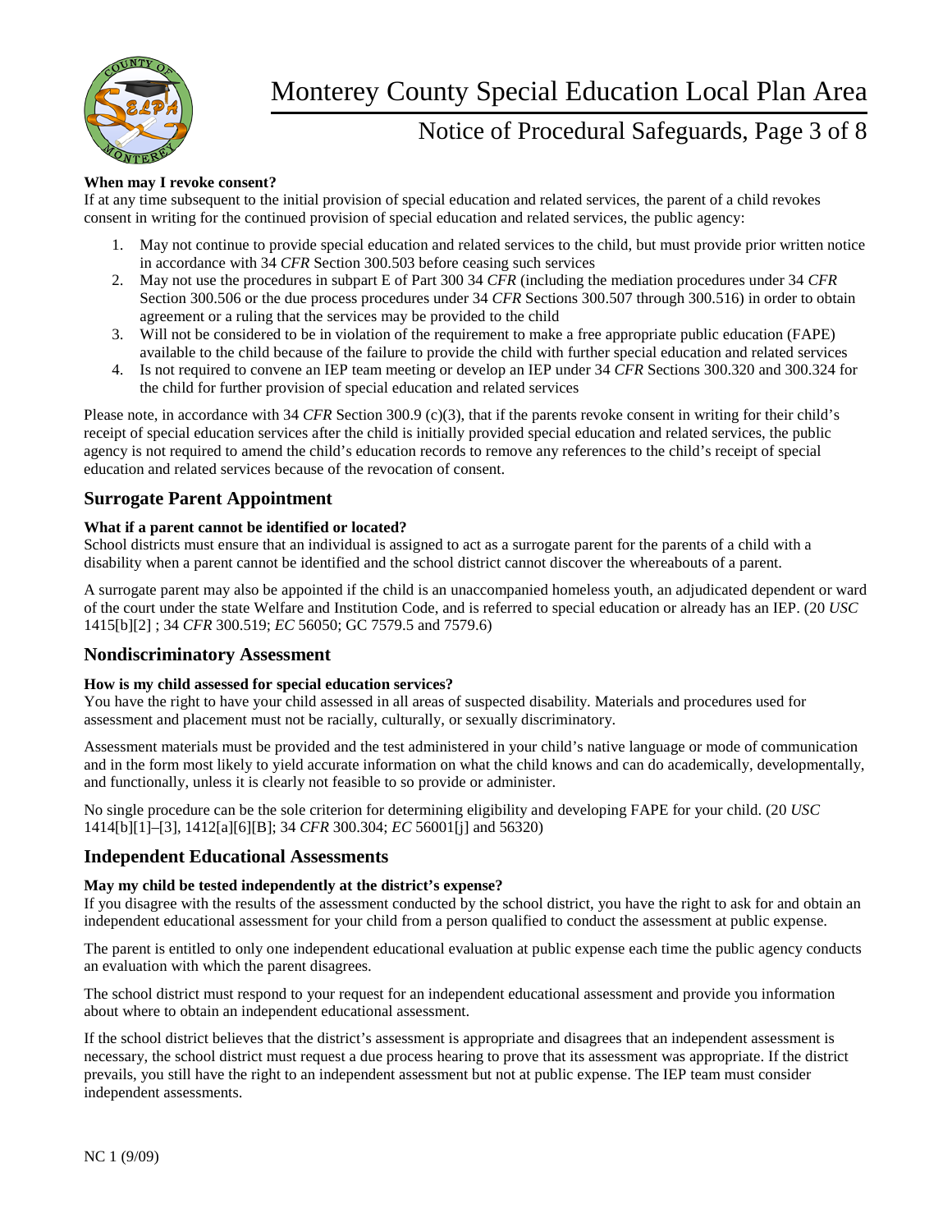**When may I revoke consent?**
If at any time subsequent to the initial provision of special education and related services, the parent of a child revokes consent in writing for the continued provision of special education and related services, the public agency:

1. May not continue to provide special education and related services to the child, but must provide prior written notice in accordance with 34 *CFR* Section 300.503 before ceasing such services
2. May not use the procedures in subpart E of Part 300 34 *CFR* (including the mediation procedures under 34 *CFR* Section 300.506 or the due process procedures under 34 *CFR* Sections 300.507 through 300.516) in order to obtain agreement or a ruling that the services may be provided to the child
3. Will not be considered to be in violation of the requirement to make a free appropriate public education (FAPE) available to the child because of the failure to provide the child with further special education and related services
4. Is not required to convene an IEP team meeting or develop an IEP under 34 *CFR* Sections 300.320 and 300.324 for the child for further provision of special education and related services

Please note, in accordance with 34 *CFR* Section 300.9 (c)(3), that if the parents revoke consent in writing for their child's receipt of special education services after the child is initially provided special education and related services, the public agency is not required to amend the child's education records to remove any references to the child's receipt of special education and related services because of the revocation of consent.

## Surrogate Parent Appointment

**What if a parent cannot be identified or located?**
School districts must ensure that an individual is assigned to act as a surrogate parent for the parents of a child with a disability when a parent cannot be identified and the school district cannot discover the whereabouts of a parent.

A surrogate parent may also be appointed if the child is an unaccompanied homeless youth, an adjudicated dependent or ward of the court under the state Welfare and Institution Code, and is referred to special education or already has an IEP. (20 *USC* 1415[b][2] ; 34 *CFR* 300.519; *EC* 56050; GC 7579.5 and 7579.6)

## Nondiscriminatory Assessment

**How is my child assessed for special education services?**
You have the right to have your child assessed in all areas of suspected disability. Materials and procedures used for assessment and placement must not be racially, culturally, or sexually discriminatory.

Assessment materials must be provided and the test administered in your child's native language or mode of communication and in the form most likely to yield accurate information on what the child knows and can do academically, developmentally, and functionally, unless it is clearly not feasible to so provide or administer.

No single procedure can be the sole criterion for determining eligibility and developing FAPE for your child. (20 *USC* 1414[b][1]–[3], 1412[a][6][B]; 34 *CFR* 300.304; *EC* 56001[j] and 56320)

## Independent Educational Assessments

**May my child be tested independently at the district's expense?**
If you disagree with the results of the assessment conducted by the school district, you have the right to ask for and obtain an independent educational assessment for your child from a person qualified to conduct the assessment at public expense.

The parent is entitled to only one independent educational evaluation at public expense each time the public agency conducts an evaluation with which the parent disagrees.

The school district must respond to your request for an independent educational assessment and provide you information about where to obtain an independent educational assessment.

If the school district believes that the district's assessment is appropriate and disagrees that an independent assessment is necessary, the school district must request a due process hearing to prove that its assessment was appropriate. If the district prevails, you still have the right to an independent assessment but not at public expense. The IEP team must consider independent assessments.

NC 1 (9/09)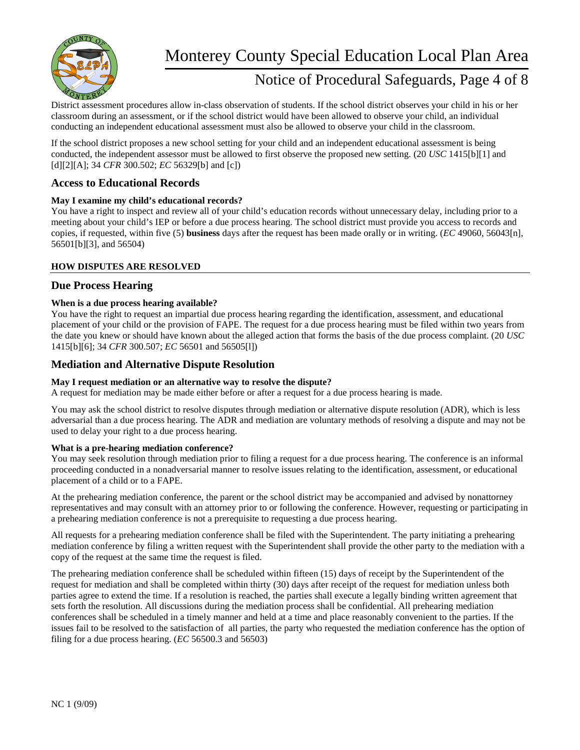District assessment procedures allow in-class observation of students. If the school district observes your child in his or her classroom during an assessment, or if the school district would have been allowed to observe your child, an individual conducting an independent educational assessment must also be allowed to observe your child in the classroom.

If the school district proposes a new school setting for your child and an independent educational assessment is being conducted, the independent assessor must be allowed to first observe the proposed new setting. (20 *USC* 1415[b][1] and [d][2][A]; 34 *CFR* 300.502; *EC* 56329[b] and [c])

## Access to Educational Records

**May I examine my child's educational records?**
You have a right to inspect and review all of your child's education records without unnecessary delay, including prior to a meeting about your child's IEP or before a due process hearing. The school district must provide you access to records and copies, if requested, within five (5) **business** days after the request has been made orally or in writing. (*EC* 49060, 56043[n], 56501[b][3], and 56504)

**HOW DISPUTES ARE RESOLVED**

## Due Process Hearing

**When is a due process hearing available?**
You have the right to request an impartial due process hearing regarding the identification, assessment, and educational placement of your child or the provision of FAPE. The request for a due process hearing must be filed within two years from the date you knew or should have known about the alleged action that forms the basis of the due process complaint. (20 *USC* 1415[b][6]; 34 *CFR* 300.507; *EC* 56501 and 56505[l])

## Mediation and Alternative Dispute Resolution

**May I request mediation or an alternative way to resolve the dispute?**
A request for mediation may be made either before or after a request for a due process hearing is made.

You may ask the school district to resolve disputes through mediation or alternative dispute resolution (ADR), which is less adversarial than a due process hearing. The ADR and mediation are voluntary methods of resolving a dispute and may not be used to delay your right to a due process hearing.

**What is a pre-hearing mediation conference?**
You may seek resolution through mediation prior to filing a request for a due process hearing. The conference is an informal proceeding conducted in a nonadversarial manner to resolve issues relating to the identification, assessment, or educational placement of a child or to a FAPE.

At the prehearing mediation conference, the parent or the school district may be accompanied and advised by nonattorney representatives and may consult with an attorney prior to or following the conference. However, requesting or participating in a prehearing mediation conference is not a prerequisite to requesting a due process hearing.

All requests for a prehearing mediation conference shall be filed with the Superintendent. The party initiating a prehearing mediation conference by filing a written request with the Superintendent shall provide the other party to the mediation with a copy of the request at the same time the request is filed.

The prehearing mediation conference shall be scheduled within fifteen (15) days of receipt by the Superintendent of the request for mediation and shall be completed within thirty (30) days after receipt of the request for mediation unless both parties agree to extend the time. If a resolution is reached, the parties shall execute a legally binding written agreement that sets forth the resolution. All discussions during the mediation process shall be confidential. All prehearing mediation conferences shall be scheduled in a timely manner and held at a time and place reasonably convenient to the parties. If the issues fail to be resolved to the satisfaction of all parties, the party who requested the mediation conference has the option of filing for a due process hearing. (*EC* 56500.3 and 56503)

NC 1 (9/09)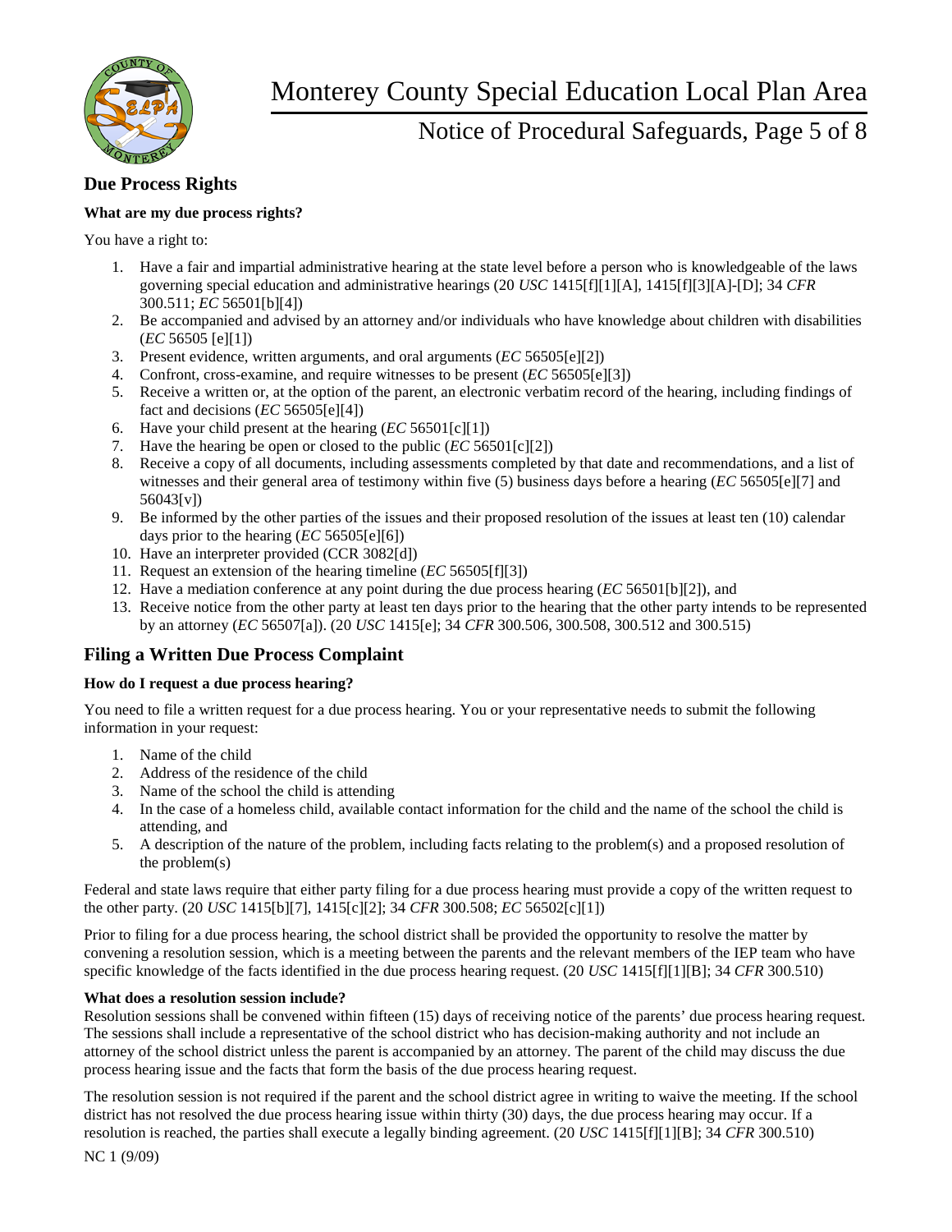## Due Process Rights

**What are my due process rights?**

You have a right to:

1. Have a fair and impartial administrative hearing at the state level before a person who is knowledgeable of the laws governing special education and administrative hearings (20 *USC* 1415[f][1][A], 1415[f][3][A]-[D]; 34 *CFR* 300.511; *EC* 56501[b][4])
2. Be accompanied and advised by an attorney and/or individuals who have knowledge about children with disabilities (*EC* 56505 [e][1])
3. Present evidence, written arguments, and oral arguments (*EC* 56505[e][2])
4. Confront, cross-examine, and require witnesses to be present (*EC* 56505[e][3])
5. Receive a written or, at the option of the parent, an electronic verbatim record of the hearing, including findings of fact and decisions (*EC* 56505[e][4])
6. Have your child present at the hearing (*EC* 56501[c][1])
7. Have the hearing be open or closed to the public (*EC* 56501[c][2])
8. Receive a copy of all documents, including assessments completed by that date and recommendations, and a list of witnesses and their general area of testimony within five (5) business days before a hearing (*EC* 56505[e][7] and 56043[v])
9. Be informed by the other parties of the issues and their proposed resolution of the issues at least ten (10) calendar days prior to the hearing (*EC* 56505[e][6])
10. Have an interpreter provided (CCR 3082[d])
11. Request an extension of the hearing timeline (*EC* 56505[f][3])
12. Have a mediation conference at any point during the due process hearing (*EC* 56501[b][2]), and
13. Receive notice from the other party at least ten days prior to the hearing that the other party intends to be represented by an attorney (*EC* 56507[a]). (20 *USC* 1415[e]; 34 *CFR* 300.506, 300.508, 300.512 and 300.515)

## Filing a Written Due Process Complaint

**How do I request a due process hearing?**

You need to file a written request for a due process hearing. You or your representative needs to submit the following information in your request:

1. Name of the child
2. Address of the residence of the child
3. Name of the school the child is attending
4. In the case of a homeless child, available contact information for the child and the name of the school the child is attending, and
5. A description of the nature of the problem, including facts relating to the problem(s) and a proposed resolution of the problem(s)

Federal and state laws require that either party filing for a due process hearing must provide a copy of the written request to the other party. (20 *USC* 1415[b][7], 1415[c][2]; 34 *CFR* 300.508; *EC* 56502[c][1])

Prior to filing for a due process hearing, the school district shall be provided the opportunity to resolve the matter by convening a resolution session, which is a meeting between the parents and the relevant members of the IEP team who have specific knowledge of the facts identified in the due process hearing request. (20 *USC* 1415[f][1][B]; 34 *CFR* 300.510)

**What does a resolution session include?**

Resolution sessions shall be convened within fifteen (15) days of receiving notice of the parents' due process hearing request. The sessions shall include a representative of the school district who has decision-making authority and not include an attorney of the school district unless the parent is accompanied by an attorney. The parent of the child may discuss the due process hearing issue and the facts that form the basis of the due process hearing request.

The resolution session is not required if the parent and the school district agree in writing to waive the meeting. If the school district has not resolved the due process hearing issue within thirty (30) days, the due process hearing may occur. If a resolution is reached, the parties shall execute a legally binding agreement. (20 *USC* 1415[f][1][B]; 34 *CFR* 300.510)

NC 1 (9/09)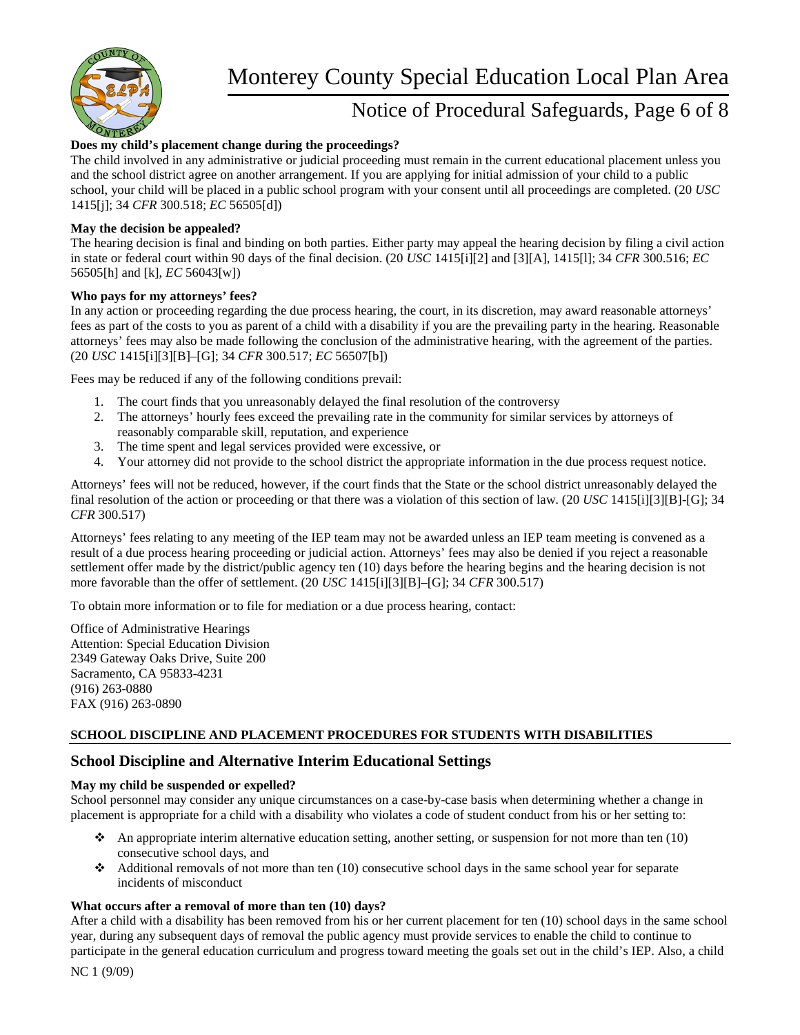**Does my child's placement change during the proceedings?**

The child involved in any administrative or judicial proceeding must remain in the current educational placement unless you and the school district agree on another arrangement. If you are applying for initial admission of your child to a public school, your child will be placed in a public school program with your consent until all proceedings are completed. (20 *USC* 1415[j]; 34 *CFR* 300.518; *EC* 56505[d])

**May the decision be appealed?**

The hearing decision is final and binding on both parties. Either party may appeal the hearing decision by filing a civil action in state or federal court within 90 days of the final decision. (20 *USC* 1415[i][2] and [3][A], 1415[l]; 34 *CFR* 300.516; *EC* 56505[h] and [k], *EC* 56043[w])

**Who pays for my attorneys' fees?**

In any action or proceeding regarding the due process hearing, the court, in its discretion, may award reasonable attorneys' fees as part of the costs to you as parent of a child with a disability if you are the prevailing party in the hearing. Reasonable attorneys' fees may also be made following the conclusion of the administrative hearing, with the agreement of the parties. (20 *USC* 1415[i][3][B]–[G]; 34 *CFR* 300.517; *EC* 56507[b])

Fees may be reduced if any of the following conditions prevail:

1. The court finds that you unreasonably delayed the final resolution of the controversy
2. The attorneys' hourly fees exceed the prevailing rate in the community for similar services by attorneys of reasonably comparable skill, reputation, and experience
3. The time spent and legal services provided were excessive, or
4. Your attorney did not provide to the school district the appropriate information in the due process request notice.

Attorneys' fees will not be reduced, however, if the court finds that the State or the school district unreasonably delayed the final resolution of the action or proceeding or that there was a violation of this section of law. (20 *USC* 1415[i][3][B]-[G]; 34 *CFR* 300.517)

Attorneys' fees relating to any meeting of the IEP team may not be awarded unless an IEP team meeting is convened as a result of a due process hearing proceeding or judicial action. Attorneys' fees may also be denied if you reject a reasonable settlement offer made by the district/public agency ten (10) days before the hearing begins and the hearing decision is not more favorable than the offer of settlement. (20 *USC* 1415[i][3][B]–[G]; 34 *CFR* 300.517)

To obtain more information or to file for mediation or a due process hearing, contact:

Office of Administrative Hearings
Attention: Special Education Division
2349 Gateway Oaks Drive, Suite 200
Sacramento, CA 95833-4231
(916) 263-0880
FAX (916) 263-0890

**SCHOOL DISCIPLINE AND PLACEMENT PROCEDURES FOR STUDENTS WITH DISABILITIES**

## School Discipline and Alternative Interim Educational Settings

**May my child be suspended or expelled?**

School personnel may consider any unique circumstances on a case-by-case basis when determining whether a change in placement is appropriate for a child with a disability who violates a code of student conduct from his or her setting to:

- An appropriate interim alternative education setting, another setting, or suspension for not more than ten (10) consecutive school days, and
- Additional removals of not more than ten (10) consecutive school days in the same school year for separate incidents of misconduct

**What occurs after a removal of more than ten (10) days?**

After a child with a disability has been removed from his or her current placement for ten (10) school days in the same school year, during any subsequent days of removal the public agency must provide services to enable the child to continue to participate in the general education curriculum and progress toward meeting the goals set out in the child's IEP. Also, a child

NC 1 (9/09)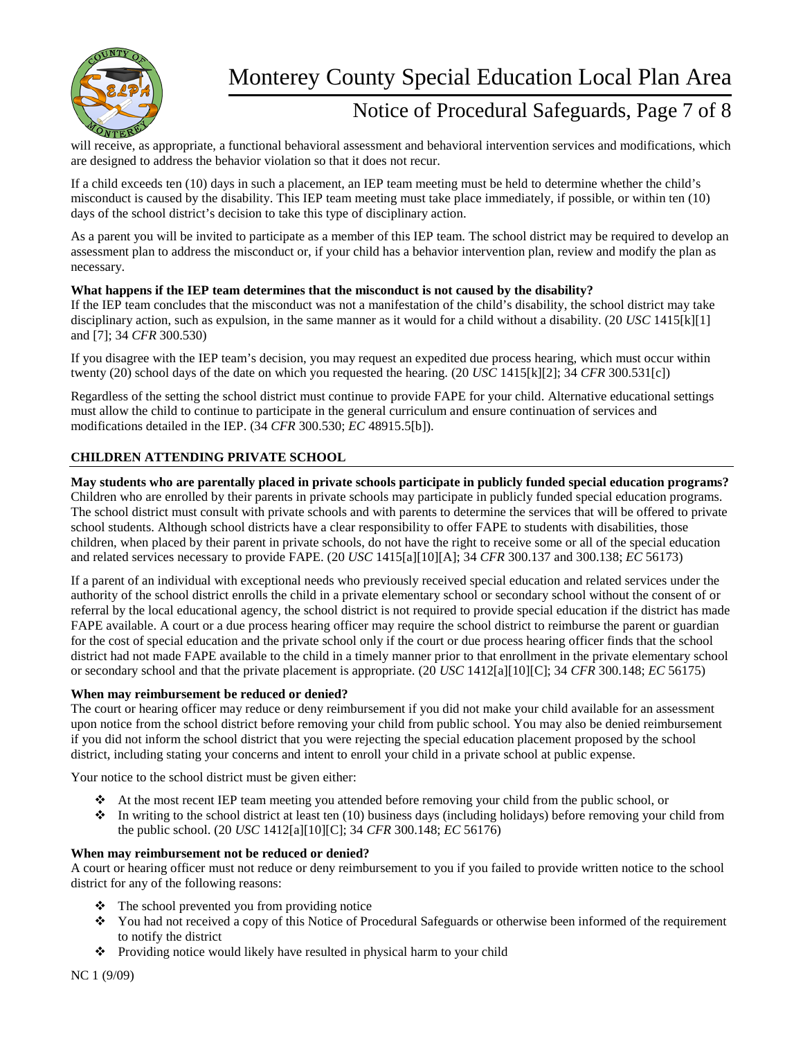will receive, as appropriate, a functional behavioral assessment and behavioral intervention services and modifications, which are designed to address the behavior violation so that it does not recur.

If a child exceeds ten (10) days in such a placement, an IEP team meeting must be held to determine whether the child's misconduct is caused by the disability. This IEP team meeting must take place immediately, if possible, or within ten (10) days of the school district's decision to take this type of disciplinary action.

As a parent you will be invited to participate as a member of this IEP team. The school district may be required to develop an assessment plan to address the misconduct or, if your child has a behavior intervention plan, review and modify the plan as necessary.

**What happens if the IEP team determines that the misconduct is not caused by the disability?**
If the IEP team concludes that the misconduct was not a manifestation of the child's disability, the school district may take disciplinary action, such as expulsion, in the same manner as it would for a child without a disability. (20 *USC* 1415[k][1] and [7]; 34 *CFR* 300.530)

If you disagree with the IEP team's decision, you may request an expedited due process hearing, which must occur within twenty (20) school days of the date on which you requested the hearing. (20 *USC* 1415[k][2]; 34 *CFR* 300.531[c])

Regardless of the setting the school district must continue to provide FAPE for your child. Alternative educational settings must allow the child to continue to participate in the general curriculum and ensure continuation of services and modifications detailed in the IEP. (34 *CFR* 300.530; *EC* 48915.5[b]).

## CHILDREN ATTENDING PRIVATE SCHOOL

**May students who are parentally placed in private schools participate in publicly funded special education programs?**
Children who are enrolled by their parents in private schools may participate in publicly funded special education programs. The school district must consult with private schools and with parents to determine the services that will be offered to private school students. Although school districts have a clear responsibility to offer FAPE to students with disabilities, those children, when placed by their parent in private schools, do not have the right to receive some or all of the special education and related services necessary to provide FAPE. (20 *USC* 1415[a][10][A]; 34 *CFR* 300.137 and 300.138; *EC* 56173)

If a parent of an individual with exceptional needs who previously received special education and related services under the authority of the school district enrolls the child in a private elementary school or secondary school without the consent of or referral by the local educational agency, the school district is not required to provide special education if the district has made FAPE available. A court or a due process hearing officer may require the school district to reimburse the parent or guardian for the cost of special education and the private school only if the court or due process hearing officer finds that the school district had not made FAPE available to the child in a timely manner prior to that enrollment in the private elementary school or secondary school and that the private placement is appropriate. (20 *USC* 1412[a][10][C]; 34 *CFR* 300.148; *EC* 56175)

**When may reimbursement be reduced or denied?**
The court or hearing officer may reduce or deny reimbursement if you did not make your child available for an assessment upon notice from the school district before removing your child from public school. You may also be denied reimbursement if you did not inform the school district that you were rejecting the special education placement proposed by the school district, including stating your concerns and intent to enroll your child in a private school at public expense.

Your notice to the school district must be given either:

- At the most recent IEP team meeting you attended before removing your child from the public school, or
- In writing to the school district at least ten (10) business days (including holidays) before removing your child from the public school. (20 *USC* 1412[a][10][C]; 34 *CFR* 300.148; *EC* 56176)

**When may reimbursement not be reduced or denied?**
A court or hearing officer must not reduce or deny reimbursement to you if you failed to provide written notice to the school district for any of the following reasons:

- The school prevented you from providing notice
- You had not received a copy of this Notice of Procedural Safeguards or otherwise been informed of the requirement to notify the district
- Providing notice would likely have resulted in physical harm to your child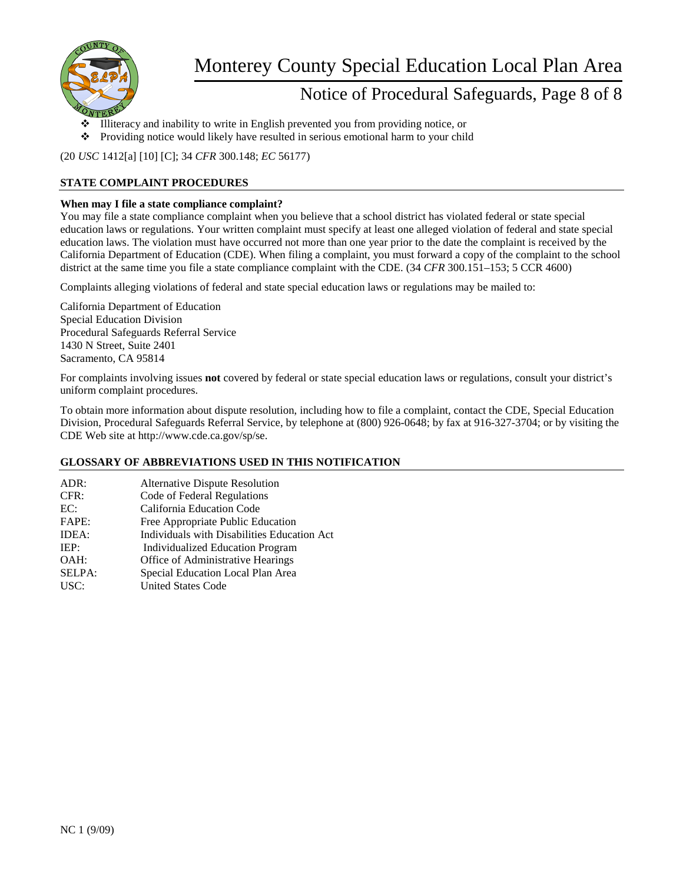- Illiteracy and inability to write in English prevented you from providing notice, or
- Providing notice would likely have resulted in serious emotional harm to your child

(20 *USC* 1412[a] [10] [C]; 34 *CFR* 300.148; *EC* 56177)

## STATE COMPLAINT PROCEDURES

**When may I file a state compliance complaint?**
You may file a state compliance complaint when you believe that a school district has violated federal or state special education laws or regulations. Your written complaint must specify at least one alleged violation of federal and state special education laws. The violation must have occurred not more than one year prior to the date the complaint is received by the California Department of Education (CDE). When filing a complaint, you must forward a copy of the complaint to the school district at the same time you file a state compliance complaint with the CDE. (34 *CFR* 300.151–153; 5 CCR 4600)

Complaints alleging violations of federal and state special education laws or regulations may be mailed to:

California Department of Education
Special Education Division
Procedural Safeguards Referral Service
1430 N Street, Suite 2401
Sacramento, CA 95814

For complaints involving issues **not** covered by federal or state special education laws or regulations, consult your district's uniform complaint procedures.

To obtain more information about dispute resolution, including how to file a complaint, contact the CDE, Special Education Division, Procedural Safeguards Referral Service, by telephone at (800) 926-0648; by fax at 916-327-3704; or by visiting the CDE Web site at http://www.cde.ca.gov/sp/se.

## GLOSSARY OF ABBREVIATIONS USED IN THIS NOTIFICATION

| | |
|---|---|
| ADR: | Alternative Dispute Resolution |
| CFR: | Code of Federal Regulations |
| EC: | California Education Code |
| FAPE: | Free Appropriate Public Education |
| IDEA: | Individuals with Disabilities Education Act |
| IEP: | Individualized Education Program |
| OAH: | Office of Administrative Hearings |
| SELPA: | Special Education Local Plan Area |
| USC: | United States Code |

NC 1 (9/09)